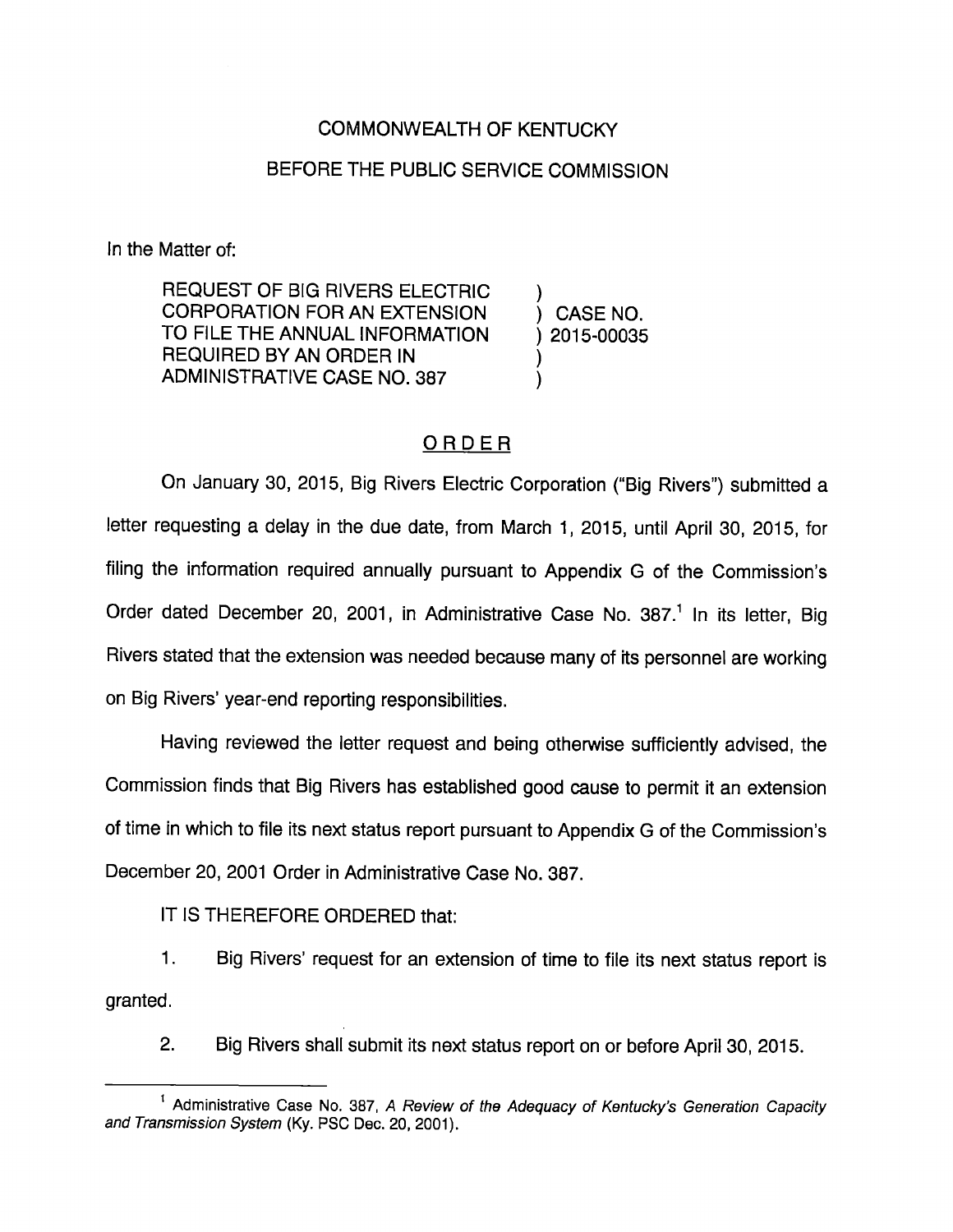COMMONWEALTH OF KENTUCKY

BEFORE THE PUBLIC SERVICE COMMISSION

In the Matter of:

REQUEST OF BIG RIVERS ELECTRIC CORPORATION FOR AN EXTENSION TO FILE THE ANNUAL INFORMATION REQUIRED BY AN ORDER IN ADMINISTRATIVE CASE NO. 387 ) CASE NO. 2015-00035

## ORDER

On January 30, 2015, Big Rivers Electric Corporation ("Big Rivers") submitted a letter requesting a delay in the due date, from March 1, 2015, until April 30, 2015, for filing the information required annually pursuant to Appendix G of the Commission's Order dated December 20, 2001, in Administrative Case No. 387.[1] In its letter, Big Rivers stated that the extension was needed because many of its personnel are working on Big Rivers' year-end reporting responsibilities.

Having reviewed the letter request and being otherwise sufficiently advised, the Commission finds that Big Rivers has established good cause to permit it an extension of time in which to file its next status report pursuant to Appendix G of the Commission's December 20, 2001 Order in Administrative Case No. 387.

IT IS THEREFORE ORDERED that:

1. Big Rivers' request for an extension of time to file its next status report is granted.

2. Big Rivers shall submit its next status report on or before April 30, 2015.

[1] Administrative Case No. 387, *A Review of the Adequacy of Kentucky's Generation Capacity and Transmission System* (Ky. PSC Dec. 20, 2001).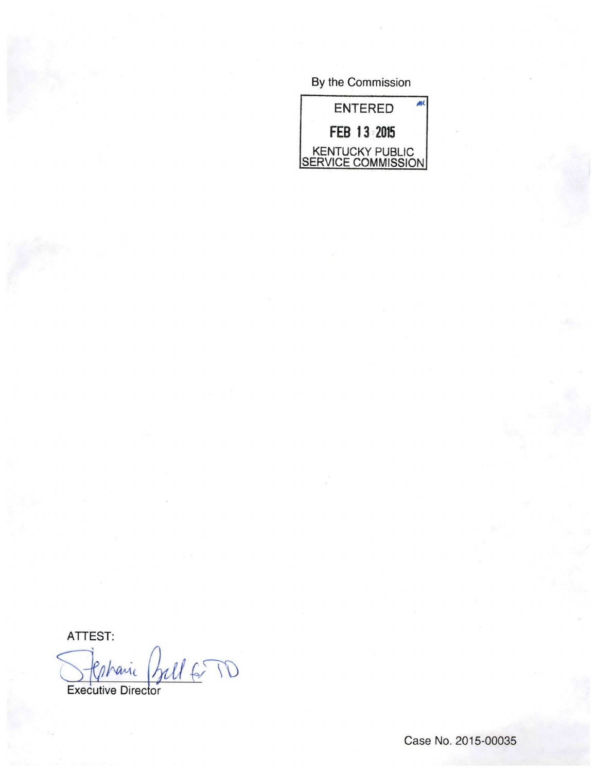By the Commission

ENTERED

FEB 13 2015

KENTUCKY PUBLIC SERVICE COMMISSION

ATTEST:

Stephanie Bell for JD

Executive Director

Case No. 2015-00035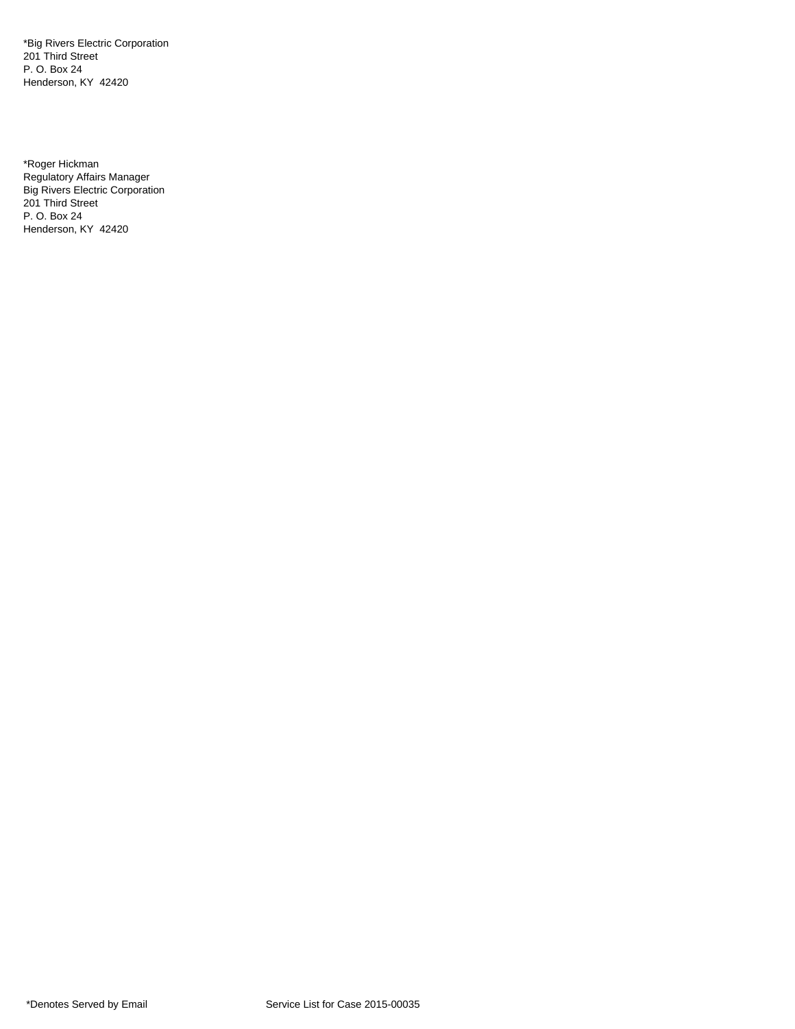*Big Rivers Electric Corporation
201 Third Street
P. O. Box 24
Henderson, KY 42420

*Roger Hickman
Regulatory Affairs Manager
Big Rivers Electric Corporation
201 Third Street
P. O. Box 24
Henderson, KY 42420

*Denotes Served by Email

Service List for Case 2015-00035